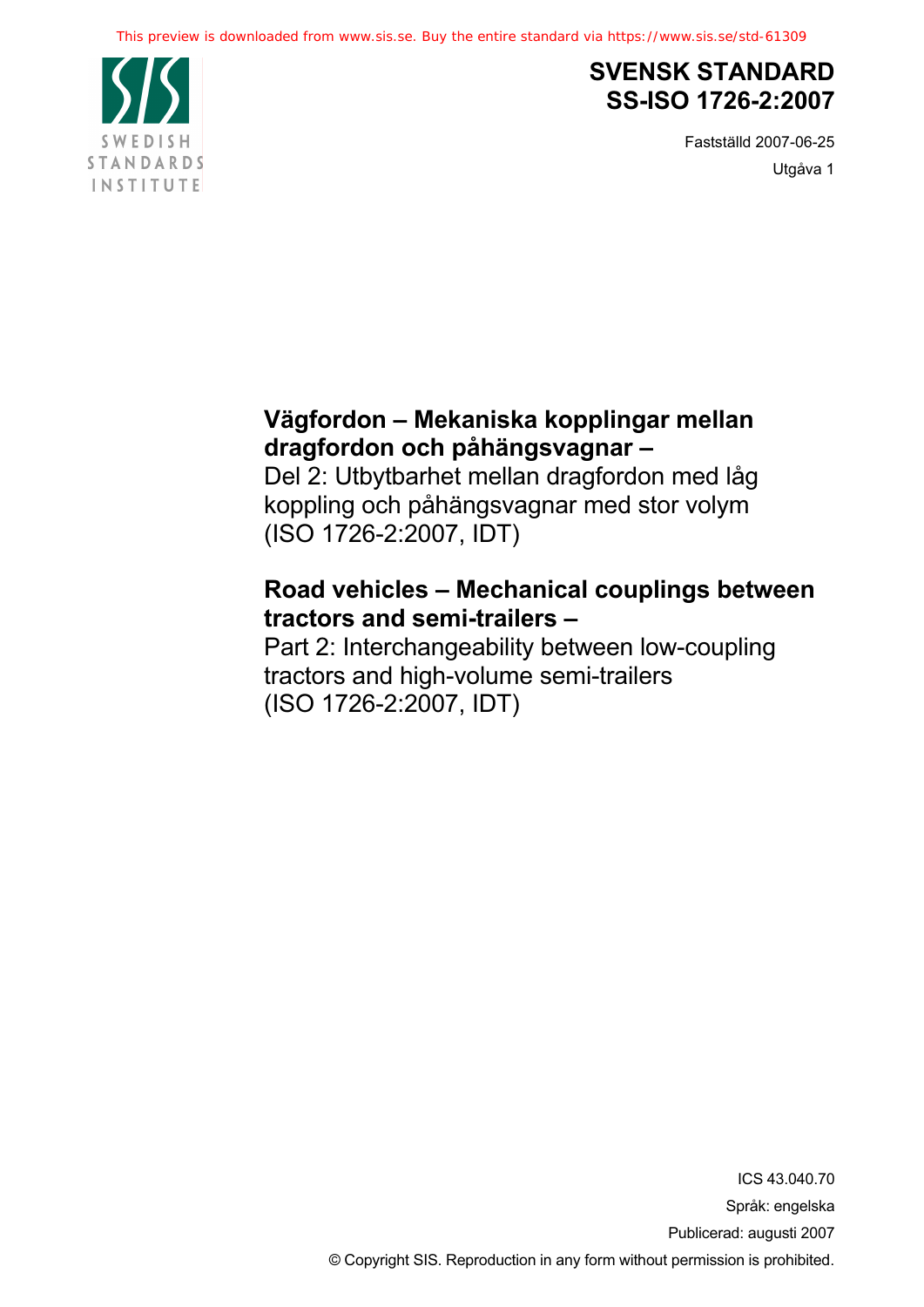This preview is downloaded from www.sis.se. Buy the entire standard via https://www.sis.se/std-61309

SWEDISH STANDARDS INSTITUTE

# SVENSK STANDARD
# SS-ISO 1726-2:2007

Fastställd 2007-06-25

Utgåva 1

**Vägfordon – Mekaniska kopplingar mellan dragfordon och påhängsvagnar –**
Del 2: Utbytbarhet mellan dragfordon med låg koppling och påhängsvagnar med stor volym
(ISO 1726-2:2007, IDT)

**Road vehicles – Mechanical couplings between tractors and semi-trailers –**
Part 2: Interchangeability between low-coupling tractors and high-volume semi-trailers
(ISO 1726-2:2007, IDT)

ICS 43.040.70

Språk: engelska

Publicerad: augusti 2007

© Copyright SIS. Reproduction in any form without permission is prohibited.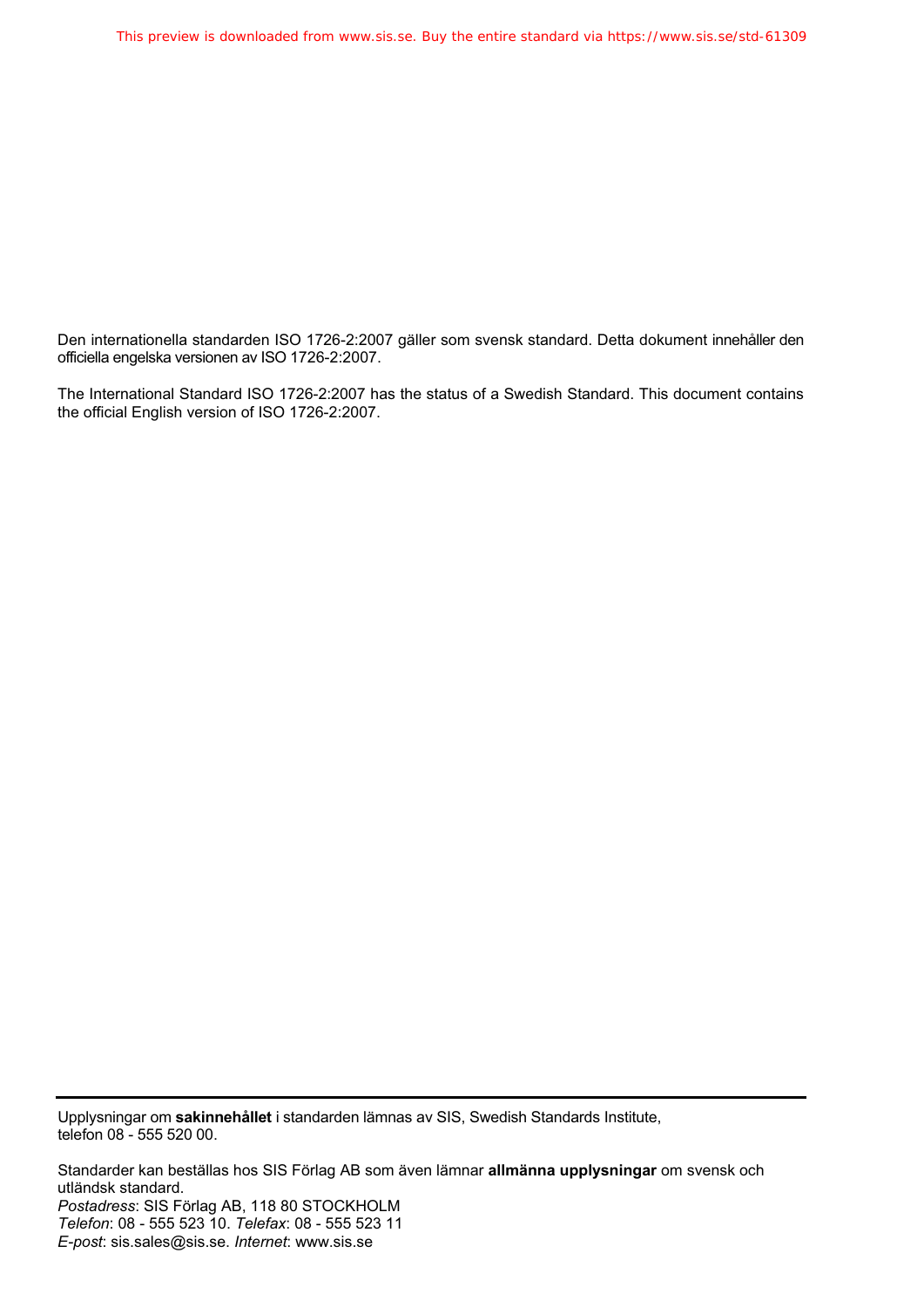Den internationella standarden ISO 1726-2:2007 gäller som svensk standard. Detta dokument innehåller den officiella engelska versionen av ISO 1726-2:2007.

The International Standard ISO 1726-2:2007 has the status of a Swedish Standard. This document contains the official English version of ISO 1726-2:2007.

---

Upplysningar om **sakinnehållet** i standarden lämnas av SIS, Swedish Standards Institute, telefon 08 - 555 520 00.

Standarder kan beställas hos SIS Förlag AB som även lämnar **allmänna upplysningar** om svensk och utländsk standard.
*Postadress*: SIS Förlag AB, 118 80 STOCKHOLM
*Telefon*: 08 - 555 523 10. *Telefax*: 08 - 555 523 11
*E-post*: sis.sales@sis.se. *Internet*: www.sis.se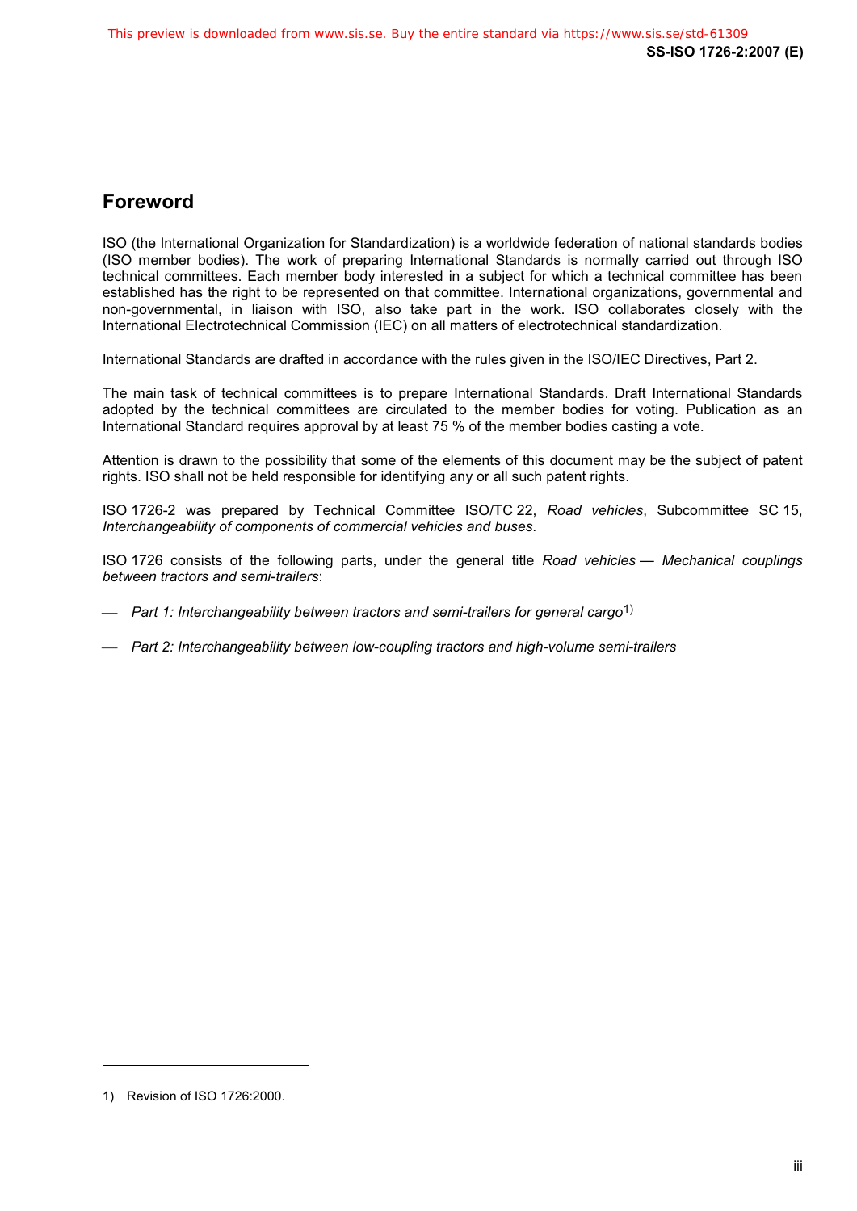## Foreword

ISO (the International Organization for Standardization) is a worldwide federation of national standards bodies (ISO member bodies). The work of preparing International Standards is normally carried out through ISO technical committees. Each member body interested in a subject for which a technical committee has been established has the right to be represented on that committee. International organizations, governmental and non-governmental, in liaison with ISO, also take part in the work. ISO collaborates closely with the International Electrotechnical Commission (IEC) on all matters of electrotechnical standardization.

International Standards are drafted in accordance with the rules given in the ISO/IEC Directives, Part 2.

The main task of technical committees is to prepare International Standards. Draft International Standards adopted by the technical committees are circulated to the member bodies for voting. Publication as an International Standard requires approval by at least 75 % of the member bodies casting a vote.

Attention is drawn to the possibility that some of the elements of this document may be the subject of patent rights. ISO shall not be held responsible for identifying any or all such patent rights.

ISO 1726-2 was prepared by Technical Committee ISO/TC 22, *Road vehicles*, Subcommittee SC 15, *Interchangeability of components of commercial vehicles and buses*.

ISO 1726 consists of the following parts, under the general title *Road vehicles — Mechanical couplings between tractors and semi-trailers*:

- *Part 1: Interchangeability between tractors and semi-trailers for general cargo*[1)]
- *Part 2: Interchangeability between low-coupling tractors and high-volume semi-trailers*

---

1) Revision of ISO 1726:2000.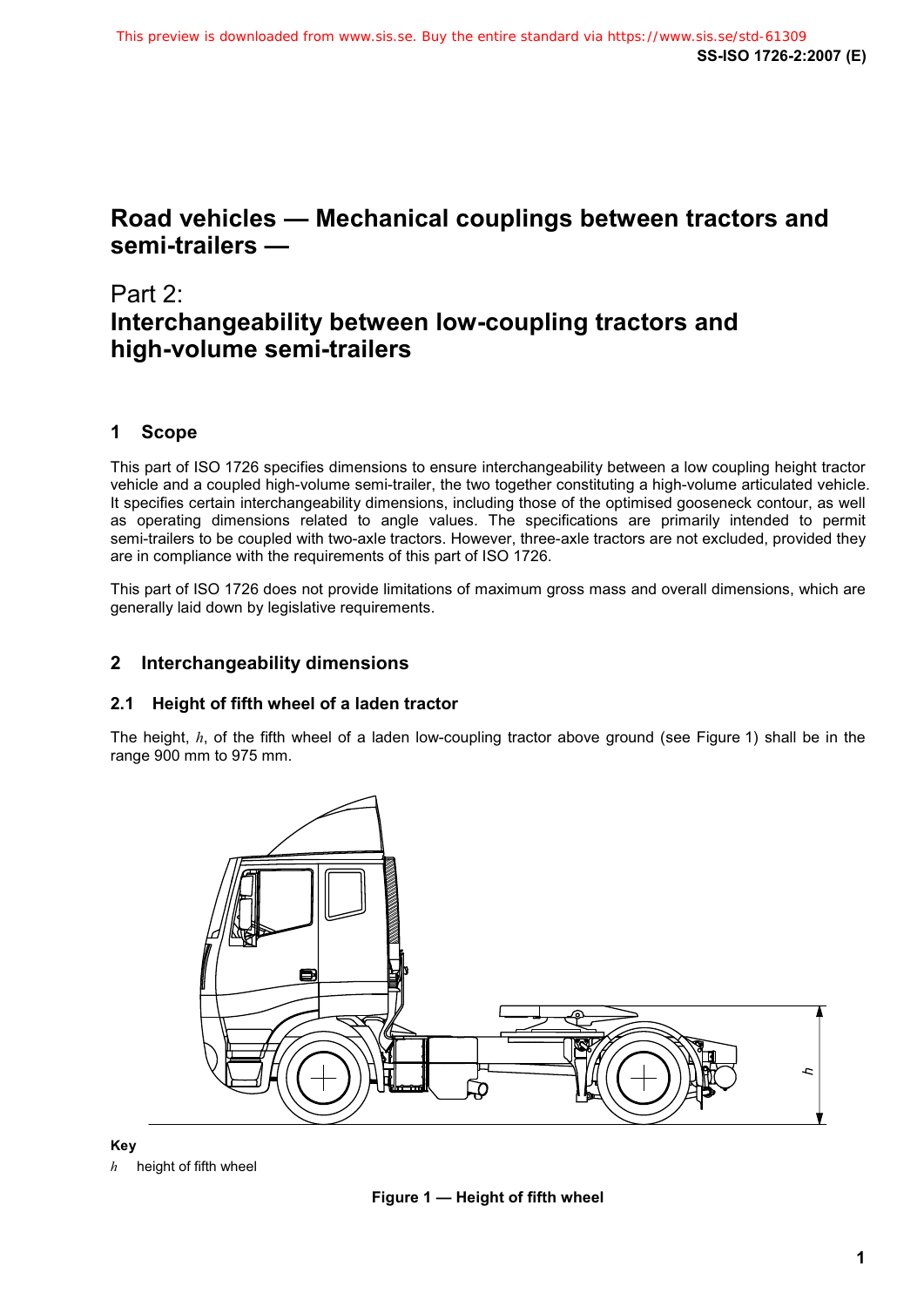# Road vehicles — Mechanical couplings between tractors and semi-trailers —

## Part 2:
## Interchangeability between low-coupling tractors and high-volume semi-trailers

## 1 Scope

This part of ISO 1726 specifies dimensions to ensure interchangeability between a low coupling height tractor vehicle and a coupled high-volume semi-trailer, the two together constituting a high-volume articulated vehicle. It specifies certain interchangeability dimensions, including those of the optimised gooseneck contour, as well as operating dimensions related to angle values. The specifications are primarily intended to permit semi-trailers to be coupled with two-axle tractors. However, three-axle tractors are not excluded, provided they are in compliance with the requirements of this part of ISO 1726.

This part of ISO 1726 does not provide limitations of maximum gross mass and overall dimensions, which are generally laid down by legislative requirements.

## 2 Interchangeability dimensions

### 2.1 Height of fifth wheel of a laden tractor

The height, $h$, of the fifth wheel of a laden low-coupling tractor above ground (see Figure 1) shall be in the range 900 mm to 975 mm.

**Key**

$h$ height of fifth wheel

**Figure 1 — Height of fifth wheel**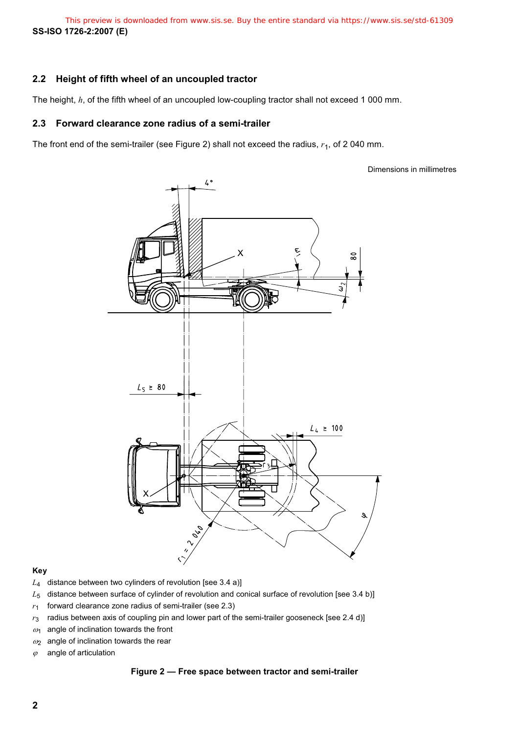## 2.2 Height of fifth wheel of an uncoupled tractor

The height, $h$, of the fifth wheel of an uncoupled low-coupling tractor shall not exceed 1 000 mm.

## 2.3 Forward clearance zone radius of a semi-trailer

The front end of the semi-trailer (see Figure 2) shall not exceed the radius, $r_1$, of 2 040 mm.

Dimensions in millimetres

4°

X

$\omega_1$

80

$\omega_2$

$L_5 \geq 80$

$L_4 \geq 100$

$r_3$

X

$r_1 = 2\,040$

$\varphi$

**Key**

$L_4$ distance between two cylinders of revolution [see 3.4 a)]

$L_5$ distance between surface of cylinder of revolution and conical surface of revolution [see 3.4 b)]

$r_1$ forward clearance zone radius of semi-trailer (see 2.3)

$r_3$ radius between axis of coupling pin and lower part of the semi-trailer gooseneck [see 2.4 d)]

$\omega_1$ angle of inclination towards the front

$\omega_2$ angle of inclination towards the rear

$\varphi$ angle of articulation

**Figure 2 — Free space between tractor and semi-trailer**